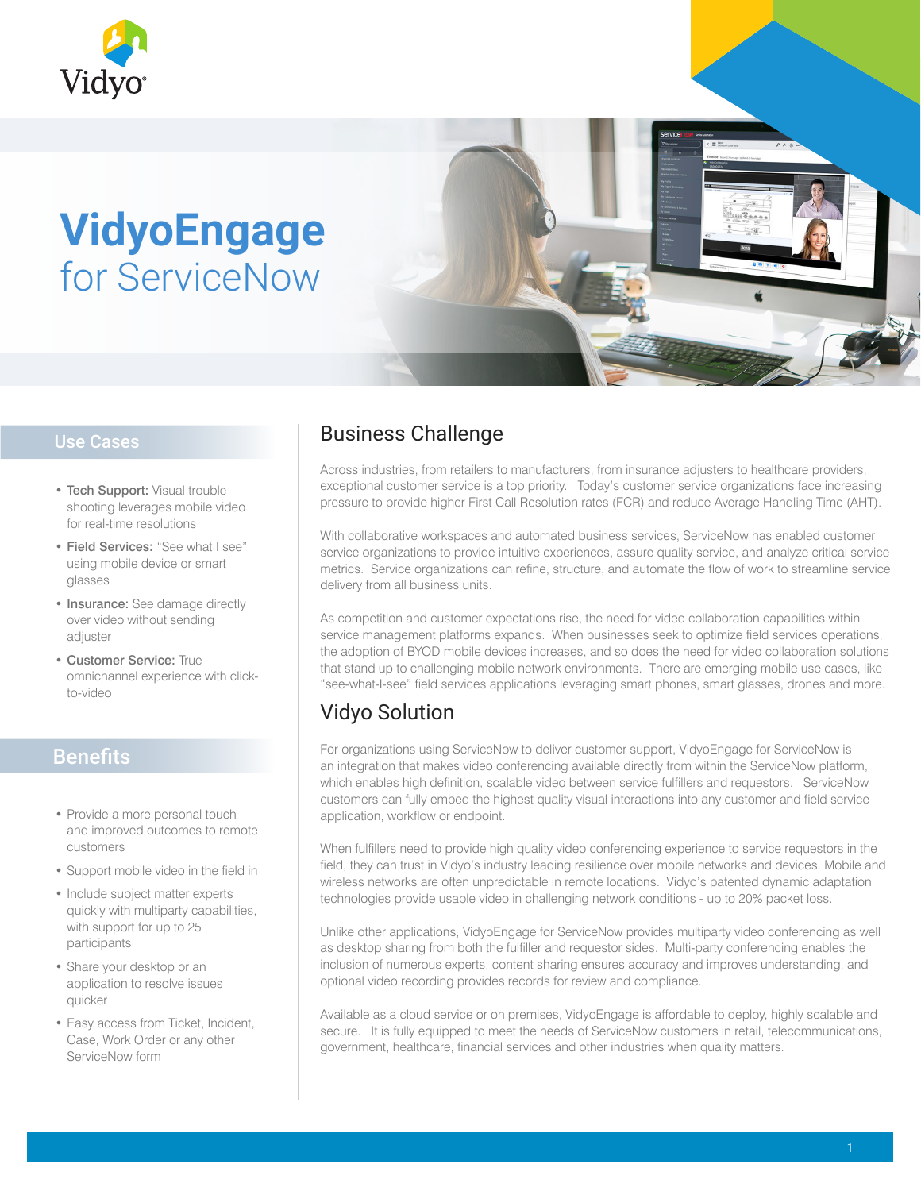Vidyo

# VidyoEngage

## for ServiceNow

## Use Cases

- **Tech Support:** Visual trouble shooting leverages mobile video for real-time resolutions
- **Field Services:** "See what I see" using mobile device or smart glasses
- **Insurance:** See damage directly over video without sending adjuster
- **Customer Service:** True omnichannel experience with click-to-video

## Benefits

- Provide a more personal touch and improved outcomes to remote customers
- Support mobile video in the field in
- Include subject matter experts quickly with multiparty capabilities, with support for up to 25 participants
- Share your desktop or an application to resolve issues quicker
- Easy access from Ticket, Incident, Case, Work Order or any other ServiceNow form

## Business Challenge

Across industries, from retailers to manufacturers, from insurance adjusters to healthcare providers, exceptional customer service is a top priority. Today's customer service organizations face increasing pressure to provide higher First Call Resolution rates (FCR) and reduce Average Handling Time (AHT).

With collaborative workspaces and automated business services, ServiceNow has enabled customer service organizations to provide intuitive experiences, assure quality service, and analyze critical service metrics. Service organizations can refine, structure, and automate the flow of work to streamline service delivery from all business units.

As competition and customer expectations rise, the need for video collaboration capabilities within service management platforms expands. When businesses seek to optimize field services operations, the adoption of BYOD mobile devices increases, and so does the need for video collaboration solutions that stand up to challenging mobile network environments. There are emerging mobile use cases, like "see-what-I-see" field services applications leveraging smart phones, smart glasses, drones and more.

## Vidyo Solution

For organizations using ServiceNow to deliver customer support, VidyoEngage for ServiceNow is an integration that makes video conferencing available directly from within the ServiceNow platform, which enables high definition, scalable video between service fulfillers and requestors. ServiceNow customers can fully embed the highest quality visual interactions into any customer and field service application, workflow or endpoint.

When fulfillers need to provide high quality video conferencing experience to service requestors in the field, they can trust in Vidyo's industry leading resilience over mobile networks and devices. Mobile and wireless networks are often unpredictable in remote locations. Vidyo's patented dynamic adaptation technologies provide usable video in challenging network conditions - up to 20% packet loss.

Unlike other applications, VidyoEngage for ServiceNow provides multiparty video conferencing as well as desktop sharing from both the fulfiller and requestor sides. Multi-party conferencing enables the inclusion of numerous experts, content sharing ensures accuracy and improves understanding, and optional video recording provides records for review and compliance.

Available as a cloud service or on premises, VidyoEngage is affordable to deploy, highly scalable and secure. It is fully equipped to meet the needs of ServiceNow customers in retail, telecommunications, government, healthcare, financial services and other industries when quality matters.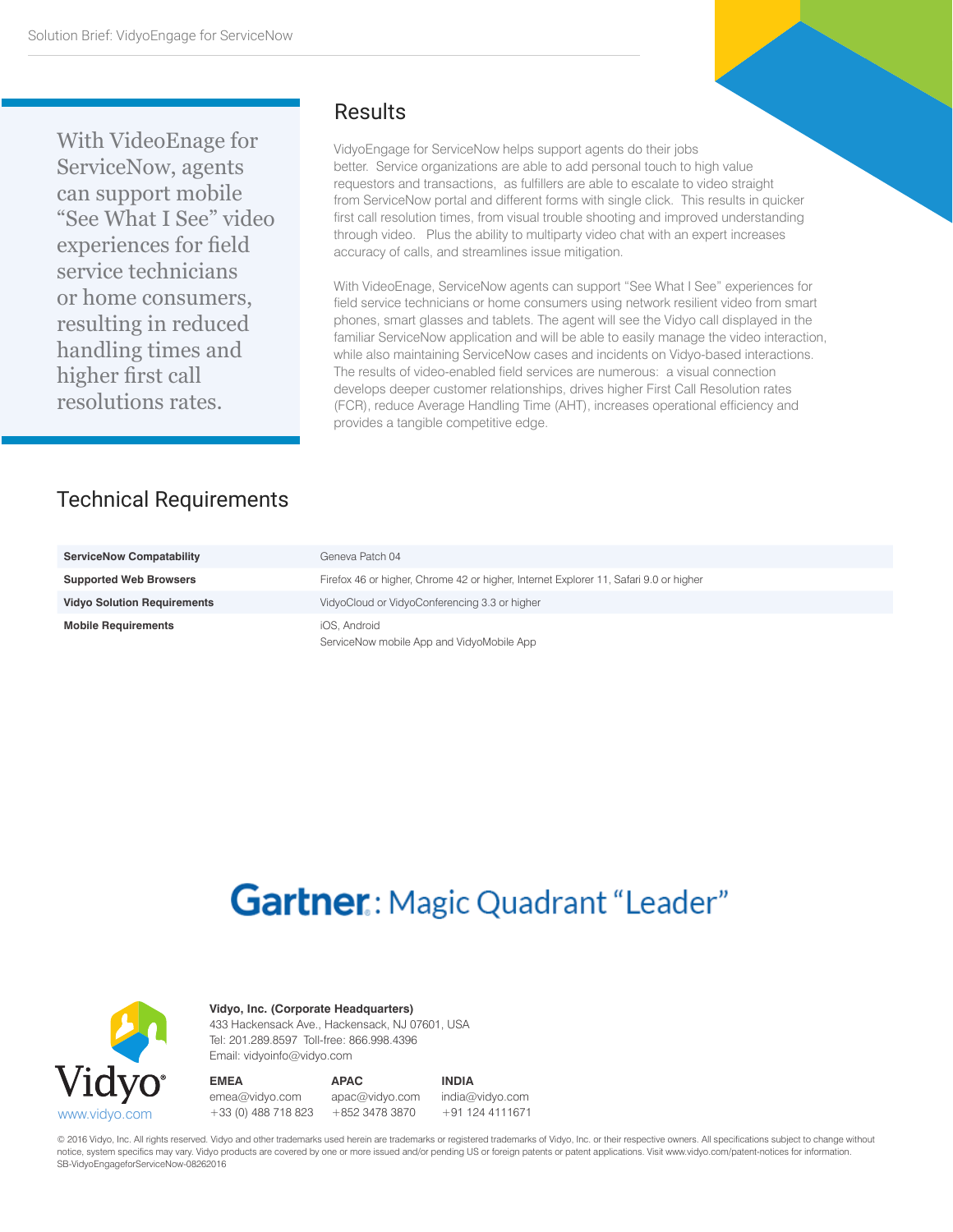With VideoEnage for ServiceNow, agents can support mobile "See What I See" video experiences for field service technicians or home consumers, resulting in reduced handling times and higher first call resolutions rates.

## Results

VidyoEngage for ServiceNow helps support agents do their jobs better. Service organizations are able to add personal touch to high value requestors and transactions, as fulfillers are able to escalate to video straight from ServiceNow portal and different forms with single click. This results in quicker first call resolution times, from visual trouble shooting and improved understanding through video. Plus the ability to multiparty video chat with an expert increases accuracy of calls, and streamlines issue mitigation.

With VideoEnage, ServiceNow agents can support "See What I See" experiences for field service technicians or home consumers using network resilient video from smart phones, smart glasses and tablets. The agent will see the Vidyo call displayed in the familiar ServiceNow application and will be able to easily manage the video interaction, while also maintaining ServiceNow cases and incidents on Vidyo-based interactions. The results of video-enabled field services are numerous: a visual connection develops deeper customer relationships, drives higher First Call Resolution rates (FCR), reduce Average Handling Time (AHT), increases operational efficiency and provides a tangible competitive edge.

## Technical Requirements

| | |
|---|---|
| **ServiceNow Compatability** | Geneva Patch 04 |
| **Supported Web Browsers** | Firefox 46 or higher, Chrome 42 or higher, Internet Explorer 11, Safari 9.0 or higher |
| **Vidyo Solution Requirements** | VidyoCloud or VidyoConferencing 3.3 or higher |
| **Mobile Requirements** | iOS, Android<br>ServiceNow mobile App and VidyoMobile App |

**Gartner**: Magic Quadrant "Leader"

Vidyo®

www.vidyo.com

**Vidyo, Inc. (Corporate Headquarters)**
433 Hackensack Ave., Hackensack, NJ 07601, USA
Tel: 201.289.8597 Toll-free: 866.998.4396
Email: vidyoinfo@vidyo.com

**EMEA**
emea@vidyo.com
+33 (0) 488 718 823

**APAC**
apac@vidyo.com
+852 3478 3870

**INDIA**
india@vidyo.com
+91 124 4111671

© 2016 Vidyo, Inc. All rights reserved. Vidyo and other trademarks used herein are trademarks or registered trademarks of Vidyo, Inc. or their respective owners. All specifications subject to change without notice, system specifics may vary. Vidyo products are covered by one or more issued and/or pending US or foreign patents or patent applications. Visit www.vidyo.com/patent-notices for information.
SB-VidyoEngageforServiceNow-08262016